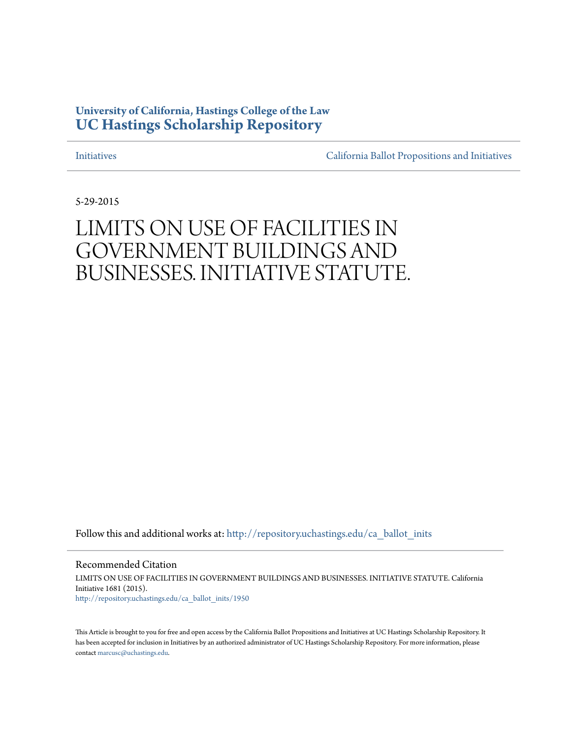**University of California, Hastings College of the Law**
**UC Hastings Scholarship Repository**

Initiatives | California Ballot Propositions and Initiatives

5-29-2015

# LIMITS ON USE OF FACILITIES IN GOVERNMENT BUILDINGS AND BUSINESSES. INITIATIVE STATUTE.

Follow this and additional works at: http://repository.uchastings.edu/ca_ballot_inits

## Recommended Citation

LIMITS ON USE OF FACILITIES IN GOVERNMENT BUILDINGS AND BUSINESSES. INITIATIVE STATUTE. California Initiative 1681 (2015).
http://repository.uchastings.edu/ca_ballot_inits/1950

This Article is brought to you for free and open access by the California Ballot Propositions and Initiatives at UC Hastings Scholarship Repository. It has been accepted for inclusion in Initiatives by an authorized administrator of UC Hastings Scholarship Repository. For more information, please contact marcusc@uchastings.edu.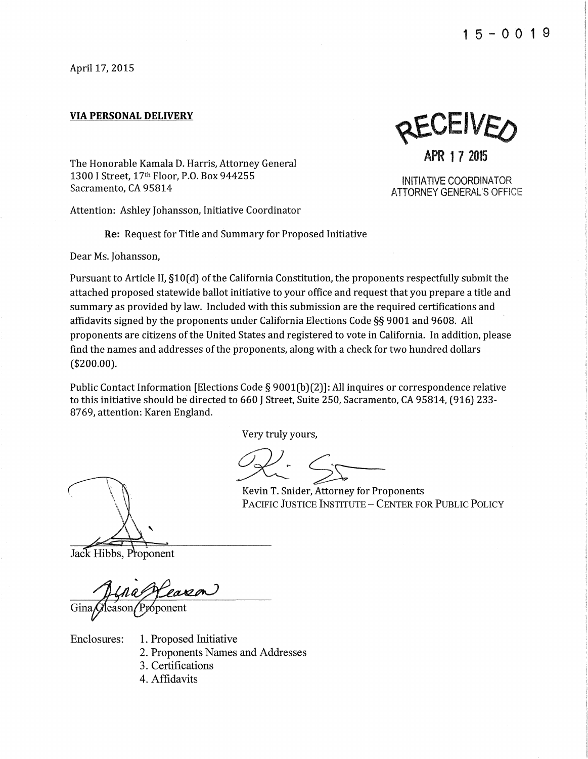15-0019

April 17, 2015

**VIA PERSONAL DELIVERY**

RECEIVED

APR 17 2015

INITIATIVE COORDINATOR
ATTORNEY GENERAL'S OFFICE

The Honorable Kamala D. Harris, Attorney General
1300 I Street, 17th Floor, P.O. Box 944255
Sacramento, CA 95814

Attention: Ashley Johansson, Initiative Coordinator

**Re:** Request for Title and Summary for Proposed Initiative

Dear Ms. Johansson,

Pursuant to Article II, §10(d) of the California Constitution, the proponents respectfully submit the attached proposed statewide ballot initiative to your office and request that you prepare a title and summary as provided by law. Included with this submission are the required certifications and affidavits signed by the proponents under California Elections Code §§ 9001 and 9608. All proponents are citizens of the United States and registered to vote in California. In addition, please find the names and addresses of the proponents, along with a check for two hundred dollars ($200.00).

Public Contact Information [Elections Code § 9001(b)(2)]: All inquires or correspondence relative to this initiative should be directed to 660 J Street, Suite 250, Sacramento, CA 95814, (916) 233-8769, attention: Karen England.

Very truly yours,

Kevin T. Snider, Attorney for Proponents
PACIFIC JUSTICE INSTITUTE – CENTER FOR PUBLIC POLICY

Jack Hibbs, Proponent

Gina Gleason, Proponent

Enclosures:
1. Proposed Initiative
2. Proponents Names and Addresses
3. Certifications
4. Affidavits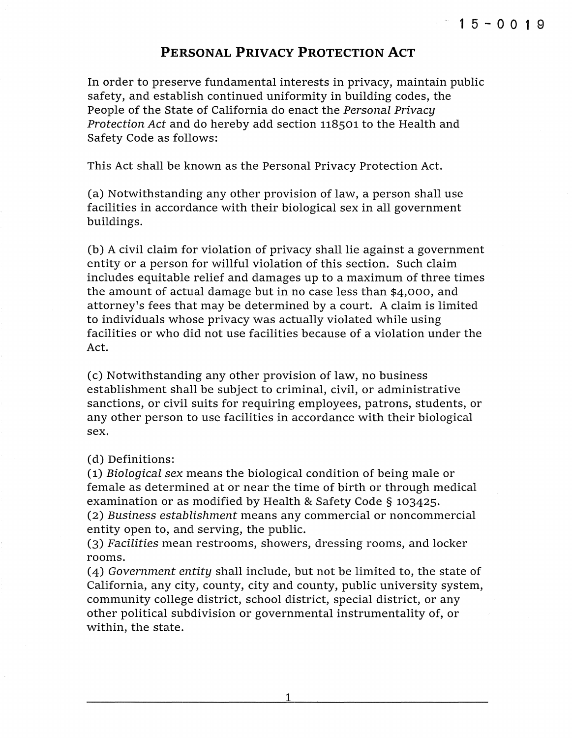15-0019

# PERSONAL PRIVACY PROTECTION ACT

In order to preserve fundamental interests in privacy, maintain public safety, and establish continued uniformity in building codes, the People of the State of California do enact the *Personal Privacy Protection Act* and do hereby add section 118501 to the Health and Safety Code as follows:

This Act shall be known as the Personal Privacy Protection Act.

(a) Notwithstanding any other provision of law, a person shall use facilities in accordance with their biological sex in all government buildings.

(b) A civil claim for violation of privacy shall lie against a government entity or a person for willful violation of this section. Such claim includes equitable relief and damages up to a maximum of three times the amount of actual damage but in no case less than $4,000, and attorney's fees that may be determined by a court. A claim is limited to individuals whose privacy was actually violated while using facilities or who did not use facilities because of a violation under the Act.

(c) Notwithstanding any other provision of law, no business establishment shall be subject to criminal, civil, or administrative sanctions, or civil suits for requiring employees, patrons, students, or any other person to use facilities in accordance with their biological sex.

(d) Definitions:

(1) *Biological sex* means the biological condition of being male or female as determined at or near the time of birth or through medical examination or as modified by Health & Safety Code § 103425.

(2) *Business establishment* means any commercial or noncommercial entity open to, and serving, the public.

(3) *Facilities* mean restrooms, showers, dressing rooms, and locker rooms.

(4) *Government entity* shall include, but not be limited to, the state of California, any city, county, city and county, public university system, community college district, school district, special district, or any other political subdivision or governmental instrumentality of, or within, the state.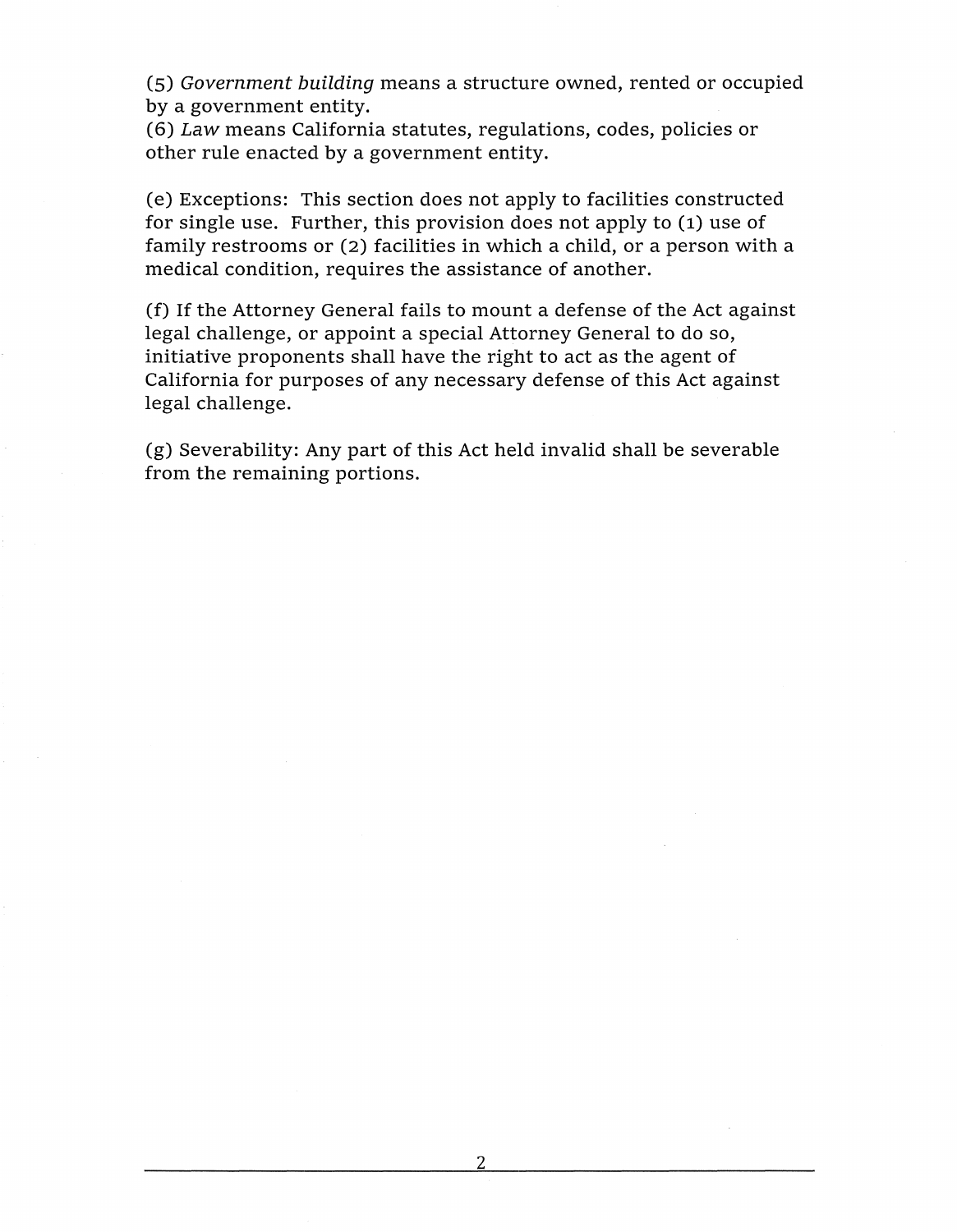(5) *Government building* means a structure owned, rented or occupied by a government entity.
(6) *Law* means California statutes, regulations, codes, policies or other rule enacted by a government entity.

(e) Exceptions: This section does not apply to facilities constructed for single use. Further, this provision does not apply to (1) use of family restrooms or (2) facilities in which a child, or a person with a medical condition, requires the assistance of another.

(f) If the Attorney General fails to mount a defense of the Act against legal challenge, or appoint a special Attorney General to do so, initiative proponents shall have the right to act as the agent of California for purposes of any necessary defense of this Act against legal challenge.

(g) Severability: Any part of this Act held invalid shall be severable from the remaining portions.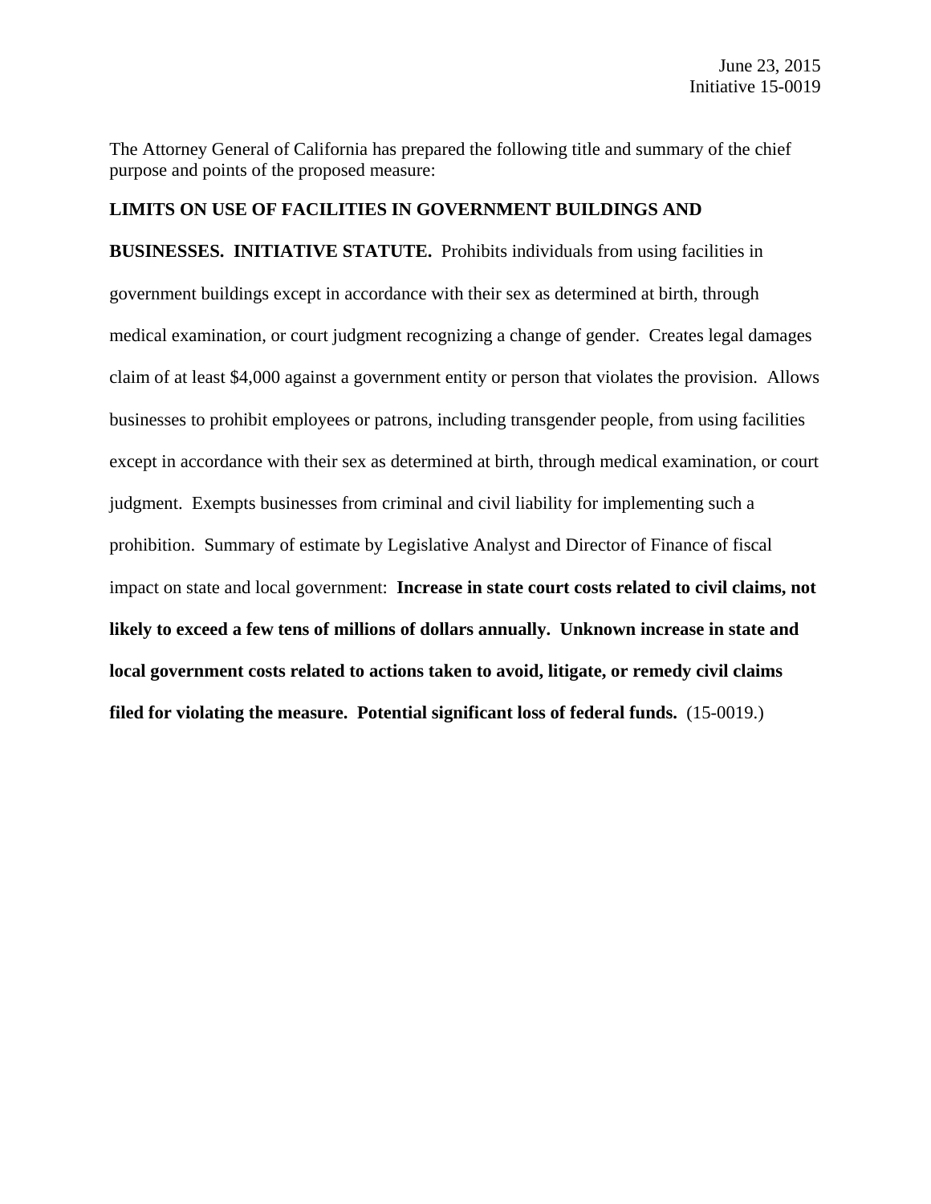June 23, 2015
Initiative 15-0019

The Attorney General of California has prepared the following title and summary of the chief purpose and points of the proposed measure:

**LIMITS ON USE OF FACILITIES IN GOVERNMENT BUILDINGS AND BUSINESSES. INITIATIVE STATUTE.** Prohibits individuals from using facilities in government buildings except in accordance with their sex as determined at birth, through medical examination, or court judgment recognizing a change of gender. Creates legal damages claim of at least $4,000 against a government entity or person that violates the provision. Allows businesses to prohibit employees or patrons, including transgender people, from using facilities except in accordance with their sex as determined at birth, through medical examination, or court judgment. Exempts businesses from criminal and civil liability for implementing such a prohibition. Summary of estimate by Legislative Analyst and Director of Finance of fiscal impact on state and local government: **Increase in state court costs related to civil claims, not likely to exceed a few tens of millions of dollars annually. Unknown increase in state and local government costs related to actions taken to avoid, litigate, or remedy civil claims filed for violating the measure. Potential significant loss of federal funds.** (15-0019.)